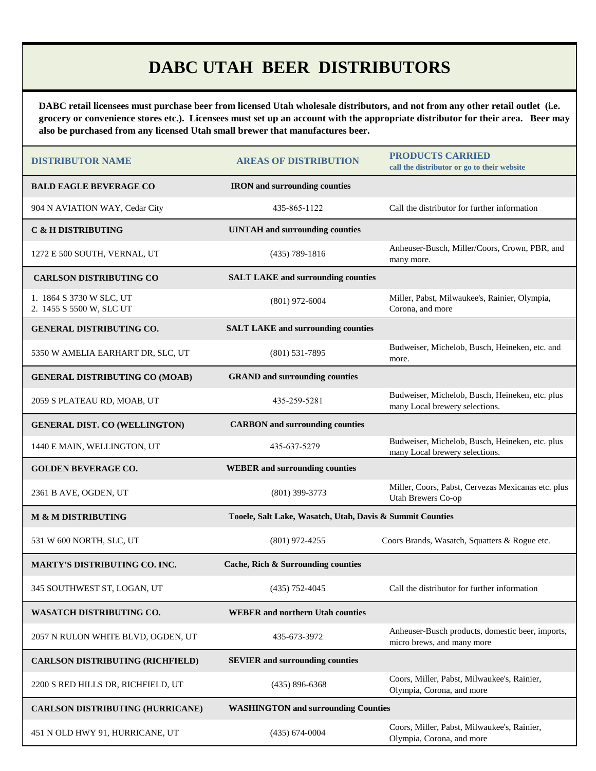# DABC UTAH BEER DISTRIBUTORS

**DABC retail licensees must purchase beer from licensed Utah wholesale distributors, and not from any other retail outlet (i.e. grocery or convenience stores etc.). Licensees must set up an account with the appropriate distributor for their area. Beer may also be purchased from any licensed Utah small brewer that manufactures beer.**

| DISTRIBUTOR NAME | AREAS OF DISTRIBUTION | PRODUCTS CARRIED<br>call the distributor or go to their website |
|---|---|---|
| **BALD EAGLE BEVERAGE CO** | **IRON and surrounding counties** | |
| 904 N AVIATION WAY, Cedar City | 435-865-1122 | Call the distributor for further information |
| **C & H DISTRIBUTING** | **UINTAH and surrounding counties** | |
| 1272 E 500 SOUTH, VERNAL, UT | (435) 789-1816 | Anheuser-Busch, Miller/Coors, Crown, PBR, and many more. |
| **CARLSON DISTRIBUTING CO** | **SALT LAKE and surrounding counties** | |
| 1. 1864 S 3730 W SLC, UT<br>2. 1455 S 5500 W, SLC UT | (801) 972-6004 | Miller, Pabst, Milwaukee's, Rainier, Olympia, Corona, and more |
| **GENERAL DISTRIBUTING CO.** | **SALT LAKE and surrounding counties** | |
| 5350 W AMELIA EARHART DR, SLC, UT | (801) 531-7895 | Budweiser, Michelob, Busch, Heineken, etc. and more. |
| **GENERAL DISTRIBUTING CO (MOAB)** | **GRAND and surrounding counties** | |
| 2059 S PLATEAU RD, MOAB, UT | 435-259-5281 | Budweiser, Michelob, Busch, Heineken, etc. plus many Local brewery selections. |
| **GENERAL DIST. CO (WELLINGTON)** | **CARBON and surrounding counties** | |
| 1440 E MAIN, WELLINGTON, UT | 435-637-5279 | Budweiser, Michelob, Busch, Heineken, etc. plus many Local brewery selections. |
| **GOLDEN BEVERAGE CO.** | **WEBER and surrounding counties** | |
| 2361 B AVE, OGDEN, UT | (801) 399-3773 | Miller, Coors, Pabst, Cervezas Mexicanas etc. plus Utah Brewers Co-op |
| **M & M DISTRIBUTING** | **Tooele, Salt Lake, Wasatch, Utah, Davis & Summit Counties** | |
| 531 W 600 NORTH, SLC, UT | (801) 972-4255 | Coors Brands, Wasatch, Squatters & Rogue etc. |
| **MARTY'S DISTRIBUTING CO. INC.** | **Cache, Rich & Surrounding counties** | |
| 345 SOUTHWEST ST, LOGAN, UT | (435) 752-4045 | Call the distributor for further information |
| **WASATCH DISTRIBUTING CO.** | **WEBER and northern Utah counties** | |
| 2057 N RULON WHITE BLVD, OGDEN, UT | 435-673-3972 | Anheuser-Busch products, domestic beer, imports, micro brews, and many more |
| **CARLSON DISTRIBUTING (RICHFIELD)** | **SEVIER and surrounding counties** | |
| 2200 S RED HILLS DR, RICHFIELD, UT | (435) 896-6368 | Coors, Miller, Pabst, Milwaukee's, Rainier, Olympia, Corona, and more |
| **CARLSON DISTRIBUTING (HURRICANE)** | **WASHINGTON and surrounding Counties** | |
| 451 N OLD HWY 91, HURRICANE, UT | (435) 674-0004 | Coors, Miller, Pabst, Milwaukee's, Rainier, Olympia, Corona, and more |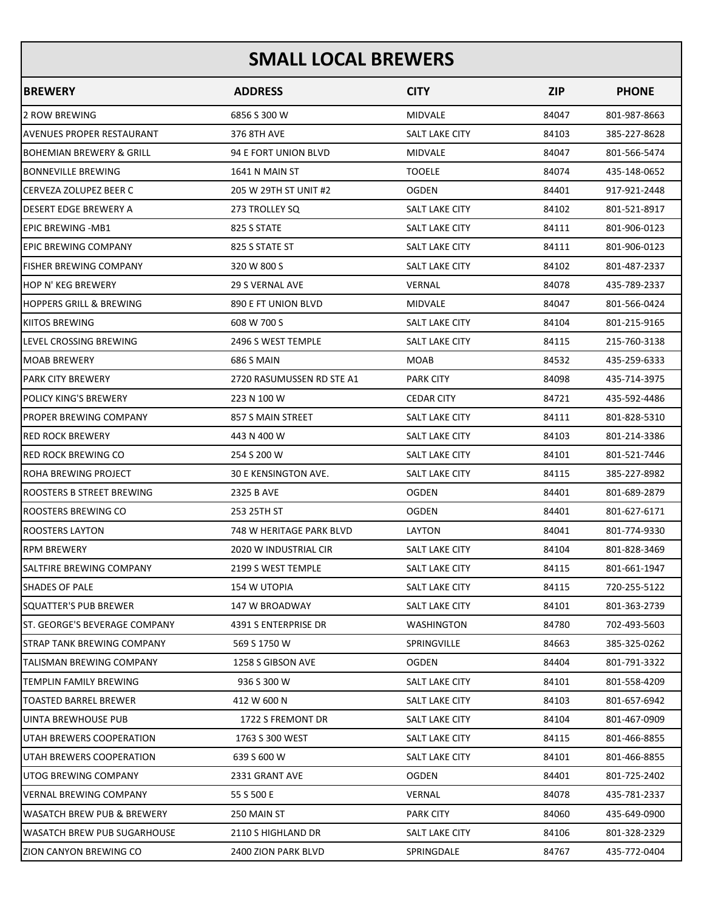# SMALL LOCAL BREWERS

| BREWERY | ADDRESS | CITY | ZIP | PHONE |
|---|---|---|---|---|
| 2 ROW BREWING | 6856 S 300 W | MIDVALE | 84047 | 801-987-8663 |
| AVENUES PROPER RESTAURANT | 376 8TH AVE | SALT LAKE CITY | 84103 | 385-227-8628 |
| BOHEMIAN BREWERY & GRILL | 94 E FORT UNION BLVD | MIDVALE | 84047 | 801-566-5474 |
| BONNEVILLE BREWING | 1641 N MAIN ST | TOOELE | 84074 | 435-148-0652 |
| CERVEZA ZOLUPEZ BEER C | 205 W 29TH ST UNIT #2 | OGDEN | 84401 | 917-921-2448 |
| DESERT EDGE BREWERY A | 273 TROLLEY SQ | SALT LAKE CITY | 84102 | 801-521-8917 |
| EPIC BREWING -MB1 | 825 S STATE | SALT LAKE CITY | 84111 | 801-906-0123 |
| EPIC BREWING COMPANY | 825 S STATE ST | SALT LAKE CITY | 84111 | 801-906-0123 |
| FISHER BREWING COMPANY | 320 W 800 S | SALT LAKE CITY | 84102 | 801-487-2337 |
| HOP N' KEG BREWERY | 29 S VERNAL AVE | VERNAL | 84078 | 435-789-2337 |
| HOPPERS GRILL & BREWING | 890 E FT UNION BLVD | MIDVALE | 84047 | 801-566-0424 |
| KIITOS BREWING | 608 W 700 S | SALT LAKE CITY | 84104 | 801-215-9165 |
| LEVEL CROSSING BREWING | 2496 S WEST TEMPLE | SALT LAKE CITY | 84115 | 215-760-3138 |
| MOAB BREWERY | 686 S MAIN | MOAB | 84532 | 435-259-6333 |
| PARK CITY BREWERY | 2720 RASUMUSSEN RD STE A1 | PARK CITY | 84098 | 435-714-3975 |
| POLICY KING'S BREWERY | 223 N 100 W | CEDAR CITY | 84721 | 435-592-4486 |
| PROPER BREWING COMPANY | 857 S MAIN STREET | SALT LAKE CITY | 84111 | 801-828-5310 |
| RED ROCK BREWERY | 443 N 400 W | SALT LAKE CITY | 84103 | 801-214-3386 |
| RED ROCK BREWING CO | 254 S 200 W | SALT LAKE CITY | 84101 | 801-521-7446 |
| ROHA BREWING PROJECT | 30 E KENSINGTON AVE. | SALT LAKE CITY | 84115 | 385-227-8982 |
| ROOSTERS B STREET BREWING | 2325 B AVE | OGDEN | 84401 | 801-689-2879 |
| ROOSTERS BREWING CO | 253 25TH ST | OGDEN | 84401 | 801-627-6171 |
| ROOSTERS LAYTON | 748 W HERITAGE PARK BLVD | LAYTON | 84041 | 801-774-9330 |
| RPM BREWERY | 2020 W INDUSTRIAL CIR | SALT LAKE CITY | 84104 | 801-828-3469 |
| SALTFIRE BREWING COMPANY | 2199 S WEST TEMPLE | SALT LAKE CITY | 84115 | 801-661-1947 |
| SHADES OF PALE | 154 W UTOPIA | SALT LAKE CITY | 84115 | 720-255-5122 |
| SQUATTER'S PUB BREWER | 147 W BROADWAY | SALT LAKE CITY | 84101 | 801-363-2739 |
| ST. GEORGE'S BEVERAGE COMPANY | 4391 S ENTERPRISE DR | WASHINGTON | 84780 | 702-493-5603 |
| STRAP TANK BREWING COMPANY | 569 S 1750 W | SPRINGVILLE | 84663 | 385-325-0262 |
| TALISMAN BREWING COMPANY | 1258 S GIBSON AVE | OGDEN | 84404 | 801-791-3322 |
| TEMPLIN FAMILY BREWING | 936 S 300 W | SALT LAKE CITY | 84101 | 801-558-4209 |
| TOASTED BARREL BREWER | 412 W 600 N | SALT LAKE CITY | 84103 | 801-657-6942 |
| UINTA BREWHOUSE PUB | 1722 S FREMONT DR | SALT LAKE CITY | 84104 | 801-467-0909 |
| UTAH BREWERS COOPERATION | 1763 S 300 WEST | SALT LAKE CITY | 84115 | 801-466-8855 |
| UTAH BREWERS COOPERATION | 639 S 600 W | SALT LAKE CITY | 84101 | 801-466-8855 |
| UTOG BREWING COMPANY | 2331 GRANT AVE | OGDEN | 84401 | 801-725-2402 |
| VERNAL BREWING COMPANY | 55 S 500 E | VERNAL | 84078 | 435-781-2337 |
| WASATCH BREW PUB & BREWERY | 250 MAIN ST | PARK CITY | 84060 | 435-649-0900 |
| WASATCH BREW PUB SUGARHOUSE | 2110 S HIGHLAND DR | SALT LAKE CITY | 84106 | 801-328-2329 |
| ZION CANYON BREWING CO | 2400 ZION PARK BLVD | SPRINGDALE | 84767 | 435-772-0404 |